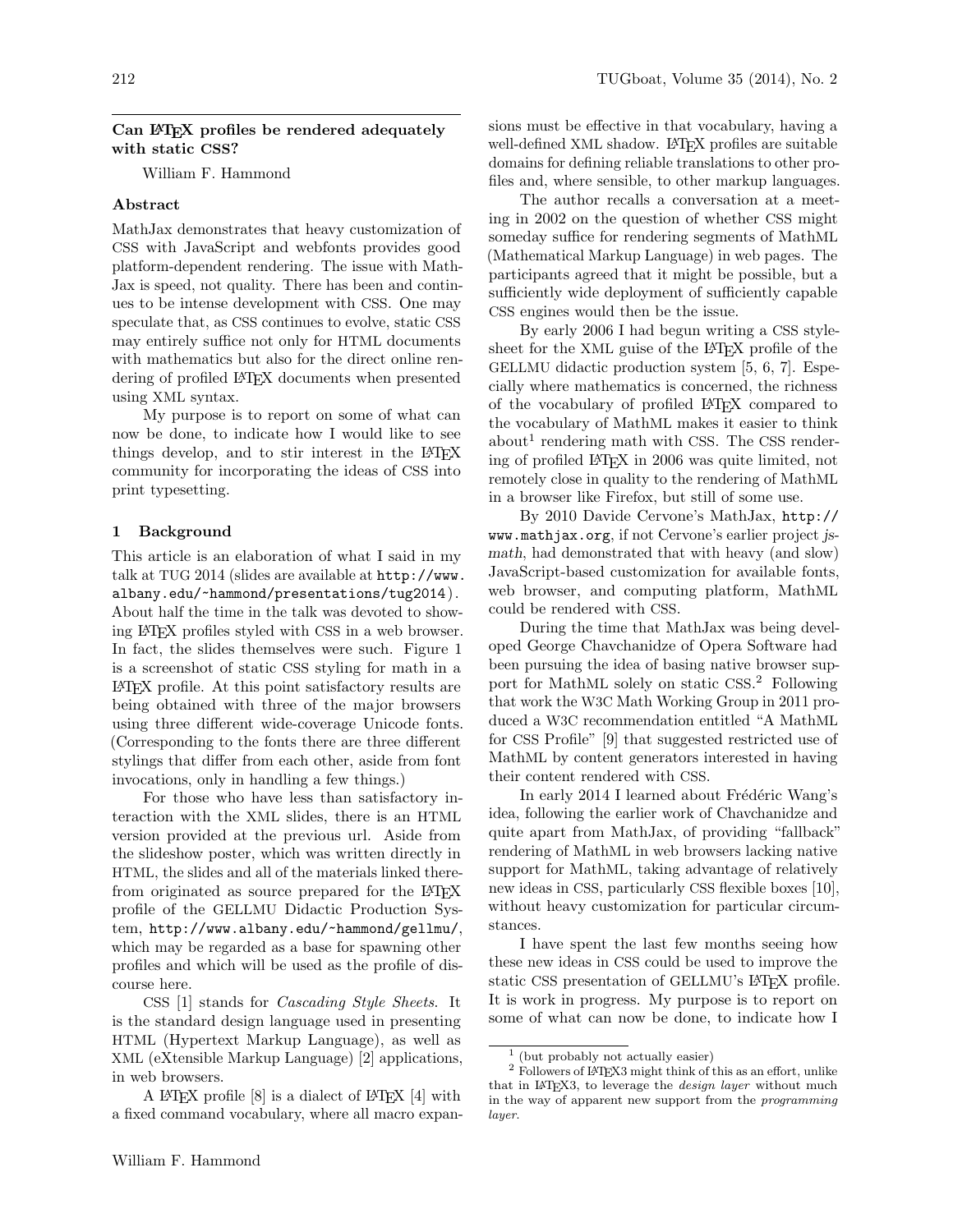# Can LaTeX profiles be rendered adequately with static CSS?

William F. Hammond

## Abstract

MathJax demonstrates that heavy customization of CSS with JavaScript and webfonts provides good platform-dependent rendering. The issue with MathJax is speed, not quality. There has been and continues to be intense development with CSS. One may speculate that, as CSS continues to evolve, static CSS may entirely suffice not only for HTML documents with mathematics but also for the direct online rendering of profiled LaTeX documents when presented using XML syntax.

My purpose is to report on some of what can now be done, to indicate how I would like to see things develop, and to stir interest in the LaTeX community for incorporating the ideas of CSS into print typesetting.

## 1 Background

This article is an elaboration of what I said in my talk at TUG 2014 (slides are available at http://www.albany.edu/~hammond/presentations/tug2014). About half the time in the talk was devoted to showing LaTeX profiles styled with CSS in a web browser. In fact, the slides themselves were such. Figure 1 is a screenshot of static CSS styling for math in a LaTeX profile. At this point satisfactory results are being obtained with three of the major browsers using three different wide-coverage Unicode fonts. (Corresponding to the fonts there are three different stylings that differ from each other, aside from font invocations, only in handling a few things.)

For those who have less than satisfactory interaction with the XML slides, there is an HTML version provided at the previous url. Aside from the slideshow poster, which was written directly in HTML, the slides and all of the materials linked therefrom originated as source prepared for the LaTeX profile of the GELLMU Didactic Production System, http://www.albany.edu/~hammond/gellmu/, which may be regarded as a base for spawning other profiles and which will be used as the profile of discourse here.

CSS [1] stands for *Cascading Style Sheets*. It is the standard design language used in presenting HTML (Hypertext Markup Language), as well as XML (eXtensible Markup Language) [2] applications, in web browsers.

A LaTeX profile [8] is a dialect of LaTeX [4] with a fixed command vocabulary, where all macro expansions must be effective in that vocabulary, having a well-defined XML shadow. LaTeX profiles are suitable domains for defining reliable translations to other profiles and, where sensible, to other markup languages.

The author recalls a conversation at a meeting in 2002 on the question of whether CSS might someday suffice for rendering segments of MathML (Mathematical Markup Language) in web pages. The participants agreed that it might be possible, but a sufficiently wide deployment of sufficiently capable CSS engines would then be the issue.

By early 2006 I had begun writing a CSS stylesheet for the XML guise of the LaTeX profile of the GELLMU didactic production system [5, 6, 7]. Especially where mathematics is concerned, the richness of the vocabulary of profiled LaTeX compared to the vocabulary of MathML makes it easier to think about[1] rendering math with CSS. The CSS rendering of profiled LaTeX in 2006 was quite limited, not remotely close in quality to the rendering of MathML in a browser like Firefox, but still of some use.

By 2010 Davide Cervone's MathJax, http://www.mathjax.org, if not Cervone's earlier project *jsmath*, had demonstrated that with heavy (and slow) JavaScript-based customization for available fonts, web browser, and computing platform, MathML could be rendered with CSS.

During the time that MathJax was being developed George Chavchanidze of Opera Software had been pursuing the idea of basing native browser support for MathML solely on static CSS.[2] Following that work the W3C Math Working Group in 2011 produced a W3C recommendation entitled "A MathML for CSS Profile" [9] that suggested restricted use of MathML by content generators interested in having their content rendered with CSS.

In early 2014 I learned about Frédéric Wang's idea, following the earlier work of Chavchanidze and quite apart from MathJax, of providing "fallback" rendering of MathML in web browsers lacking native support for MathML, taking advantage of relatively new ideas in CSS, particularly CSS flexible boxes [10], without heavy customization for particular circumstances.

I have spent the last few months seeing how these new ideas in CSS could be used to improve the static CSS presentation of GELLMU's LaTeX profile. It is work in progress. My purpose is to report on some of what can now be done, to indicate how I

---

[1] (but probably not actually easier)

[2] Followers of LaTeX3 might think of this as an effort, unlike that in LaTeX3, to leverage the *design layer* without much in the way of apparent new support from the *programming layer*.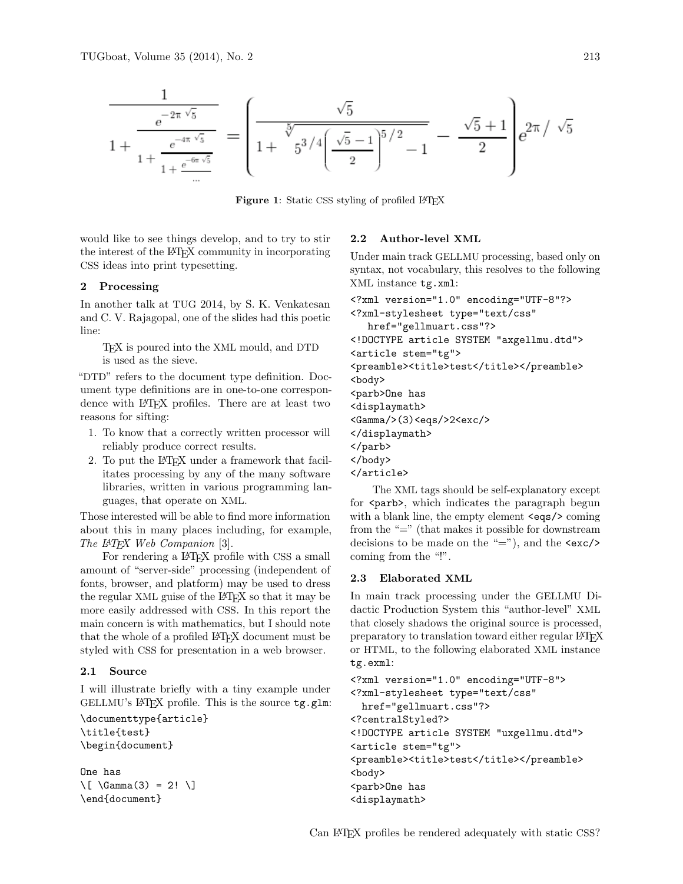$$\frac{1}{1+\frac{e^{-2\pi\sqrt{5}}}{1+\frac{e^{-4\pi\sqrt{5}}}{1+\frac{e^{-6\pi\sqrt{5}}}{\cdots}}}} = \left(\frac{\sqrt{5}}{1+\sqrt[5]{5^{3/4}\left(\frac{\sqrt{5}-1}{2}\right)^{5/2}-1}} - \frac{\sqrt{5}+1}{2}\right)e^{2\pi/\sqrt{5}}$$

**Figure 1**: Static CSS styling of profiled LaTeX

would like to see things develop, and to try to stir the interest of the LaTeX community in incorporating CSS ideas into print typesetting.

## 2 Processing

In another talk at TUG 2014, by S. K. Venkatesan and C. V. Rajagopal, one of the slides had this poetic line:

> TeX is poured into the XML mould, and DTD is used as the sieve.

"DTD" refers to the document type definition. Document type definitions are in one-to-one correspondence with LaTeX profiles. There are at least two reasons for sifting:

1. To know that a correctly written processor will reliably produce correct results.
2. To put the LaTeX under a framework that facilitates processing by any of the many software libraries, written in various programming languages, that operate on XML.

Those interested will be able to find more information about this in many places including, for example, *The LaTeX Web Companion* [3].

For rendering a LaTeX profile with CSS a small amount of "server-side" processing (independent of fonts, browser, and platform) may be used to dress the regular XML guise of the LaTeX so that it may be more easily addressed with CSS. In this report the main concern is with mathematics, but I should note that the whole of a profiled LaTeX document must be styled with CSS for presentation in a web browser.

### 2.1 Source

I will illustrate briefly with a tiny example under GELLMU's LaTeX profile. This is the source `tg.glm`:

```
\documenttype{article}
\title{test}
\begin{document}

One has
\[ \Gamma(3) = 2! \]
\end{document}
```

### 2.2 Author-level XML

Under main track GELLMU processing, based only on syntax, not vocabulary, this resolves to the following XML instance `tg.xml`:

```
<?xml version="1.0" encoding="UTF-8"?>
<?xml-stylesheet type="text/css"
   href="gellmuart.css"?>
<!DOCTYPE article SYSTEM "axgellmu.dtd">
<article stem="tg">
<preamble><title>test</title></preamble>
<body>
<parb>One has
<displaymath>
<Gamma/>(3)<eqs/>2<exc/>
</displaymath>
</parb>
</body>
</article>
```

The XML tags should be self-explanatory except for `<parb>`, which indicates the paragraph begun with a blank line, the empty element `<eqs/>` coming from the "=" (that makes it possible for downstream decisions to be made on the "="), and the `<exc/>` coming from the "!".

### 2.3 Elaborated XML

In main track processing under the GELLMU Didactic Production System this "author-level" XML that closely shadows the original source is processed, preparatory to translation toward either regular LaTeX or HTML, to the following elaborated XML instance `tg.exml`:

```
<?xml version="1.0" encoding="UTF-8">
<?xml-stylesheet type="text/css"
  href="gellmuart.css"?>
<?centralStyled?>
<!DOCTYPE article SYSTEM "uxgellmu.dtd">
<article stem="tg">
<preamble><title>test</title></preamble>
<body>
<parb>One has
<displaymath>
```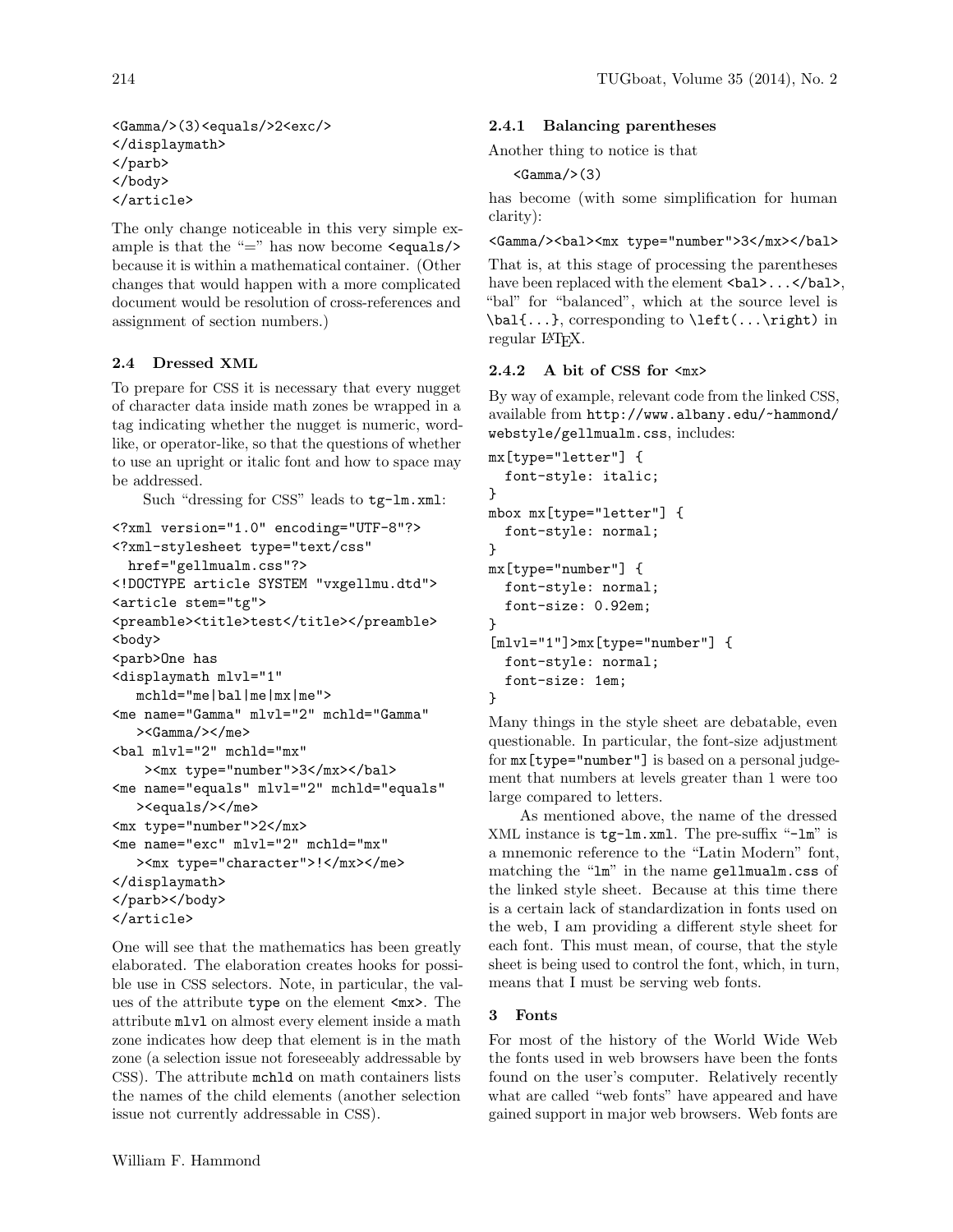```
<Gamma/>(3)<equals/>2<exc/>
</displaymath>
</parb>
</body>
</article>
```

The only change noticeable in this very simple example is that the "=" has now become `<equals/>` because it is within a mathematical container. (Other changes that would happen with a more complicated document would be resolution of cross-references and assignment of section numbers.)

### 2.4 Dressed XML

To prepare for CSS it is necessary that every nugget of character data inside math zones be wrapped in a tag indicating whether the nugget is numeric, word-like, or operator-like, so that the questions of whether to use an upright or italic font and how to space may be addressed.

Such "dressing for CSS" leads to `tg-lm.xml`:

```
<?xml version="1.0" encoding="UTF-8"?>
<?xml-stylesheet type="text/css"
  href="gellmualm.css"?>
<!DOCTYPE article SYSTEM "vxgellmu.dtd">
<article stem="tg">
<preamble><title>test</title></preamble>
<body>
<parb>One has
<displaymath mlvl="1"
   mchld="me|bal|me|mx|me">
<me name="Gamma" mlvl="2" mchld="Gamma"
   ><Gamma/></me>
<bal mlvl="2" mchld="mx"
    ><mx type="number">3</mx></bal>
<me name="equals" mlvl="2" mchld="equals"
   ><equals/></me>
<mx type="number">2</mx>
<me name="exc" mlvl="2" mchld="mx"
   ><mx type="character">!</mx></me>
</displaymath>
</parb></body>
</article>
```

One will see that the mathematics has been greatly elaborated. The elaboration creates hooks for possible use in CSS selectors. Note, in particular, the values of the attribute `type` on the element `<mx>`. The attribute `mlvl` on almost every element inside a math zone indicates how deep that element is in the math zone (a selection issue not foreseeably addressable by CSS). The attribute `mchld` on math containers lists the names of the child elements (another selection issue not currently addressable in CSS).

#### 2.4.1 Balancing parentheses

Another thing to notice is that

```
<Gamma/>(3)
```

has become (with some simplification for human clarity):

```
<Gamma/><bal><mx type="number">3</mx></bal>
```

That is, at this stage of processing the parentheses have been replaced with the element `<bal>...</bal>`, "bal" for "balanced", which at the source level is `\bal{...}`, corresponding to `\left(...\right)` in regular LaTeX.

#### 2.4.2 A bit of CSS for `<mx>`

By way of example, relevant code from the linked CSS, available from `http://www.albany.edu/~hammond/webstyle/gellmualm.css`, includes:

```
mx[type="letter"] {
  font-style: italic;
}
mbox mx[type="letter"] {
  font-style: normal;
}
mx[type="number"] {
  font-style: normal;
  font-size: 0.92em;
}
[mlvl="1"]>mx[type="number"] {
  font-style: normal;
  font-size: 1em;
}
```

Many things in the style sheet are debatable, even questionable. In particular, the font-size adjustment for `mx[type="number"]` is based on a personal judgement that numbers at levels greater than 1 were too large compared to letters.

As mentioned above, the name of the dressed XML instance is `tg-lm.xml`. The pre-suffix "`-lm`" is a mnemonic reference to the "Latin Modern" font, matching the "`lm`" in the name `gellmualm.css` of the linked style sheet. Because at this time there is a certain lack of standardization in fonts used on the web, I am providing a different style sheet for each font. This must mean, of course, that the style sheet is being used to control the font, which, in turn, means that I must be serving web fonts.

## 3 Fonts

For most of the history of the World Wide Web the fonts used in web browsers have been the fonts found on the user's computer. Relatively recently what are called "web fonts" have appeared and have gained support in major web browsers. Web fonts are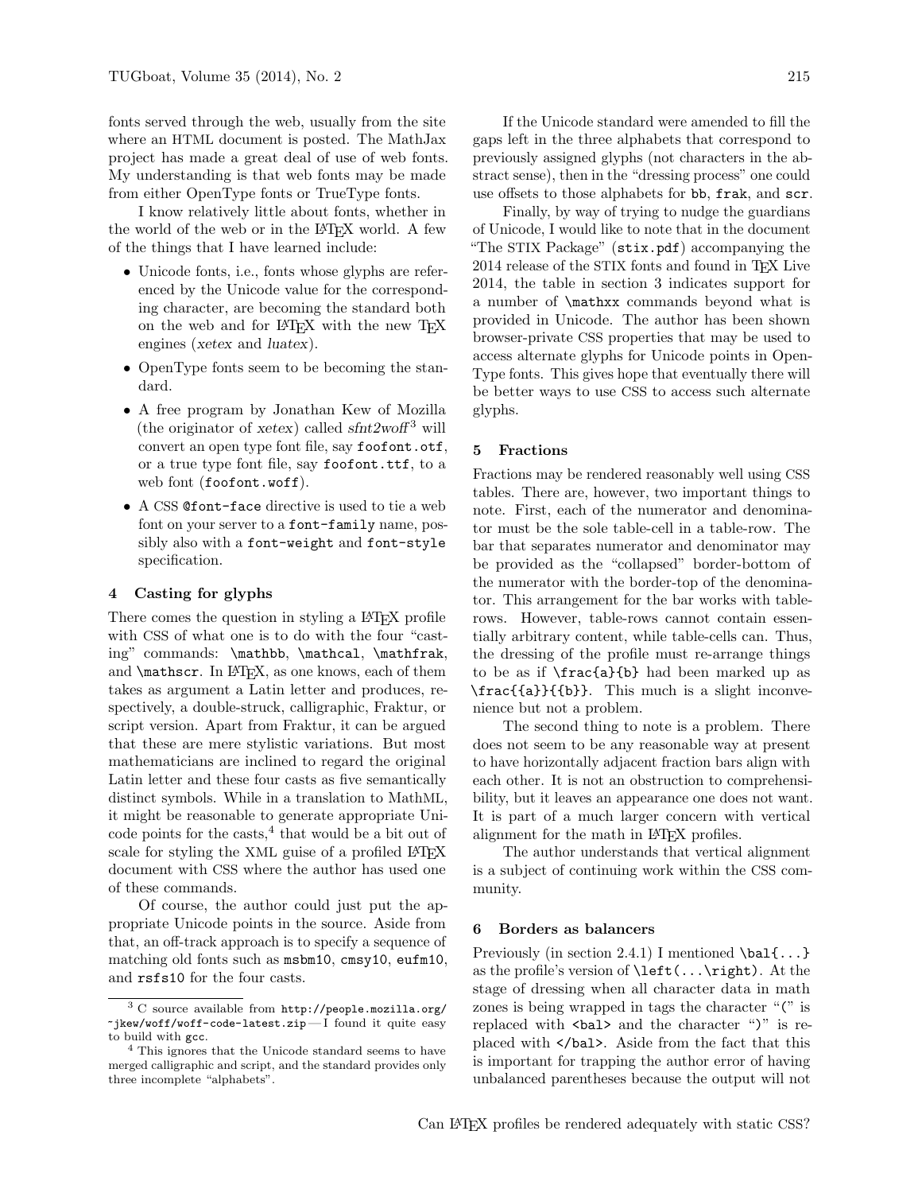fonts served through the web, usually from the site where an HTML document is posted. The MathJax project has made a great deal of use of web fonts. My understanding is that web fonts may be made from either OpenType fonts or TrueType fonts.

I know relatively little about fonts, whether in the world of the web or in the LaTeX world. A few of the things that I have learned include:

- Unicode fonts, i.e., fonts whose glyphs are referenced by the Unicode value for the corresponding character, are becoming the standard both on the web and for LaTeX with the new TeX engines (*xetex* and *luatex*).
- OpenType fonts seem to be becoming the standard.
- A free program by Jonathan Kew of Mozilla (the originator of *xetex*) called *sfnt2woff*[3] will convert an open type font file, say `foofont.otf`, or a true type font file, say `foofont.ttf`, to a web font (`foofont.woff`).
- A CSS `@font-face` directive is used to tie a web font on your server to a `font-family` name, possibly also with a `font-weight` and `font-style` specification.

## 4 Casting for glyphs

There comes the question in styling a LaTeX profile with CSS of what one is to do with the four "casting" commands: `\mathbb`, `\mathcal`, `\mathfrak`, and `\mathscr`. In LaTeX, as one knows, each of them takes as argument a Latin letter and produces, respectively, a double-struck, calligraphic, Fraktur, or script version. Apart from Fraktur, it can be argued that these are mere stylistic variations. But most mathematicians are inclined to regard the original Latin letter and these four casts as five semantically distinct symbols. While in a translation to MathML, it might be reasonable to generate appropriate Unicode points for the casts,[4] that would be a bit out of scale for styling the XML guise of a profiled LaTeX document with CSS where the author has used one of these commands.

Of course, the author could just put the appropriate Unicode points in the source. Aside from that, an off-track approach is to specify a sequence of matching old fonts such as `msbm10`, `cmsy10`, `eufm10`, and `rsfs10` for the four casts.

If the Unicode standard were amended to fill the gaps left in the three alphabets that correspond to previously assigned glyphs (not characters in the abstract sense), then in the "dressing process" one could use offsets to those alphabets for `bb`, `frak`, and `scr`.

Finally, by way of trying to nudge the guardians of Unicode, I would like to note that in the document "The STIX Package" (`stix.pdf`) accompanying the 2014 release of the STIX fonts and found in TeX Live 2014, the table in section 3 indicates support for a number of `\mathxx` commands beyond what is provided in Unicode. The author has been shown browser-private CSS properties that may be used to access alternate glyphs for Unicode points in OpenType fonts. This gives hope that eventually there will be better ways to use CSS to access such alternate glyphs.

## 5 Fractions

Fractions may be rendered reasonably well using CSS tables. There are, however, two important things to note. First, each of the numerator and denominator must be the sole table-cell in a table-row. The bar that separates numerator and denominator may be provided as the "collapsed" border-bottom of the numerator with the border-top of the denominator. This arrangement for the bar works with table-rows. However, table-rows cannot contain essentially arbitrary content, while table-cells can. Thus, the dressing of the profile must re-arrange things to be as if `\frac{a}{b}` had been marked up as `\frac{{a}}{{b}}`. This much is a slight inconvenience but not a problem.

The second thing to note is a problem. There does not seem to be any reasonable way at present to have horizontally adjacent fraction bars align with each other. It is not an obstruction to comprehensibility, but it leaves an appearance one does not want. It is part of a much larger concern with vertical alignment for the math in LaTeX profiles.

The author understands that vertical alignment is a subject of continuing work within the CSS community.

## 6 Borders as balancers

Previously (in section 2.4.1) I mentioned `\bal{...}` as the profile's version of `\left(...\right)`. At the stage of dressing when all character data in math zones is being wrapped in tags the character "(" is replaced with `<bal>` and the character ")" is replaced with `</bal>`. Aside from the fact that this is important for trapping the author error of having unbalanced parentheses because the output will not

---

[3] C source available from `http://people.mozilla.org/~jkew/woff/woff-code-latest.zip` — I found it quite easy to build with `gcc`.

[4] This ignores that the Unicode standard seems to have merged calligraphic and script, and the standard provides only three incomplete "alphabets".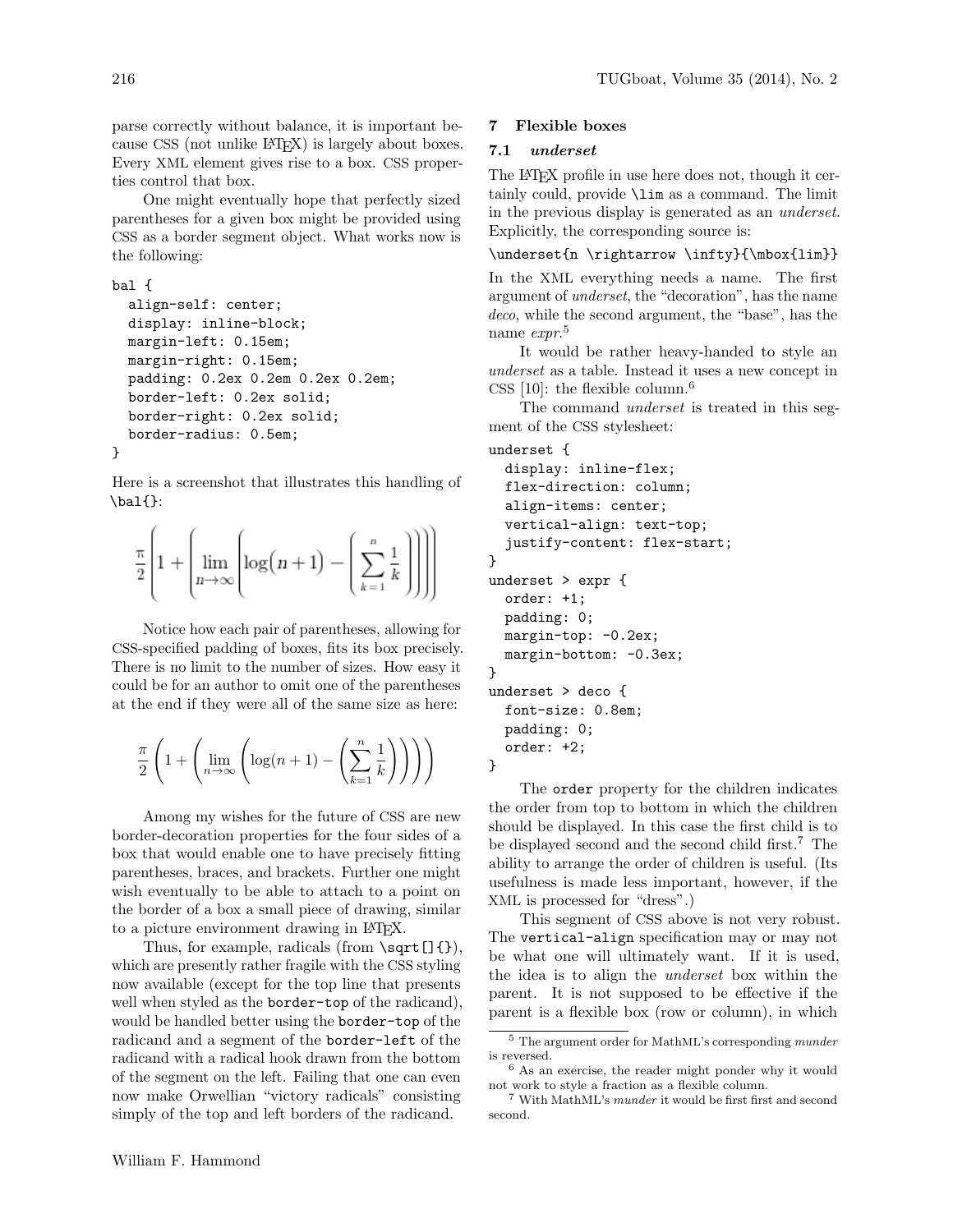parse correctly without balance, it is important because CSS (not unlike LaTeX) is largely about boxes. Every XML element gives rise to a box. CSS properties control that box.

One might eventually hope that perfectly sized parentheses for a given box might be provided using CSS as a border segment object. What works now is the following:

```
bal {
  align-self: center;
  display: inline-block;
  margin-left: 0.15em;
  margin-right: 0.15em;
  padding: 0.2ex 0.2em 0.2ex 0.2em;
  border-left: 0.2ex solid;
  border-right: 0.2ex solid;
  border-radius: 0.5em;
}
```

Here is a screenshot that illustrates this handling of `\bal{}`:

$$\frac{\pi}{2}\left(1+\left(\lim_{n\to\infty}\left(\log\left(n+1\right)-\left(\sum_{k=1}^{n}\frac{1}{k}\right)\right)\right)\right)$$

Notice how each pair of parentheses, allowing for CSS-specified padding of boxes, fits its box precisely. There is no limit to the number of sizes. How easy it could be for an author to omit one of the parentheses at the end if they were all of the same size as here:

$$\frac{\pi}{2}\left(1+\left(\lim_{n\to\infty}\left(\log(n+1)-\left(\sum_{k=1}^{n}\frac{1}{k}\right)\right)\right)\right)$$

Among my wishes for the future of CSS are new border-decoration properties for the four sides of a box that would enable one to have precisely fitting parentheses, braces, and brackets. Further one might wish eventually to be able to attach to a point on the border of a box a small piece of drawing, similar to a picture environment drawing in LaTeX.

Thus, for example, radicals (from `\sqrt[]{}`), which are presently rather fragile with the CSS styling now available (except for the top line that presents well when styled as the `border-top` of the radicand), would be handled better using the `border-top` of the radicand and a segment of the `border-left` of the radicand with a radical hook drawn from the bottom of the segment on the left. Failing that one can even now make Orwellian "victory radicals" consisting simply of the top and left borders of the radicand.

## 7 Flexible boxes

### 7.1 *underset*

The LaTeX profile in use here does not, though it certainly could, provide `\lim` as a command. The limit in the previous display is generated as an *underset*. Explicitly, the corresponding source is:

```
\underset{n \rightarrow \infty}{\mbox{lim}}
```

In the XML everything needs a name. The first argument of *underset*, the "decoration", has the name *deco*, while the second argument, the "base", has the name *expr*.[5]

It would be rather heavy-handed to style an *underset* as a table. Instead it uses a new concept in CSS [10]: the flexible column.[6]

The command *underset* is treated in this segment of the CSS stylesheet:

```
underset {
  display: inline-flex;
  flex-direction: column;
  align-items: center;
  vertical-align: text-top;
  justify-content: flex-start;
}
underset > expr {
  order: +1;
  padding: 0;
  margin-top: -0.2ex;
  margin-bottom: -0.3ex;
}
underset > deco {
  font-size: 0.8em;
  padding: 0;
  order: +2;
}
```

The `order` property for the children indicates the order from top to bottom in which the children should be displayed. In this case the first child is to be displayed second and the second child first.[7] The ability to arrange the order of children is useful. (Its usefulness is made less important, however, if the XML is processed for "dress".)

This segment of CSS above is not very robust. The `vertical-align` specification may or may not be what one will ultimately want. If it is used, the idea is to align the *underset* box within the parent. It is not supposed to be effective if the parent is a flexible box (row or column), in which

---

[5] The argument order for MathML's corresponding *munder* is reversed.

[6] As an exercise, the reader might ponder why it would not work to style a fraction as a flexible column.

[7] With MathML's *munder* it would be first first and second second.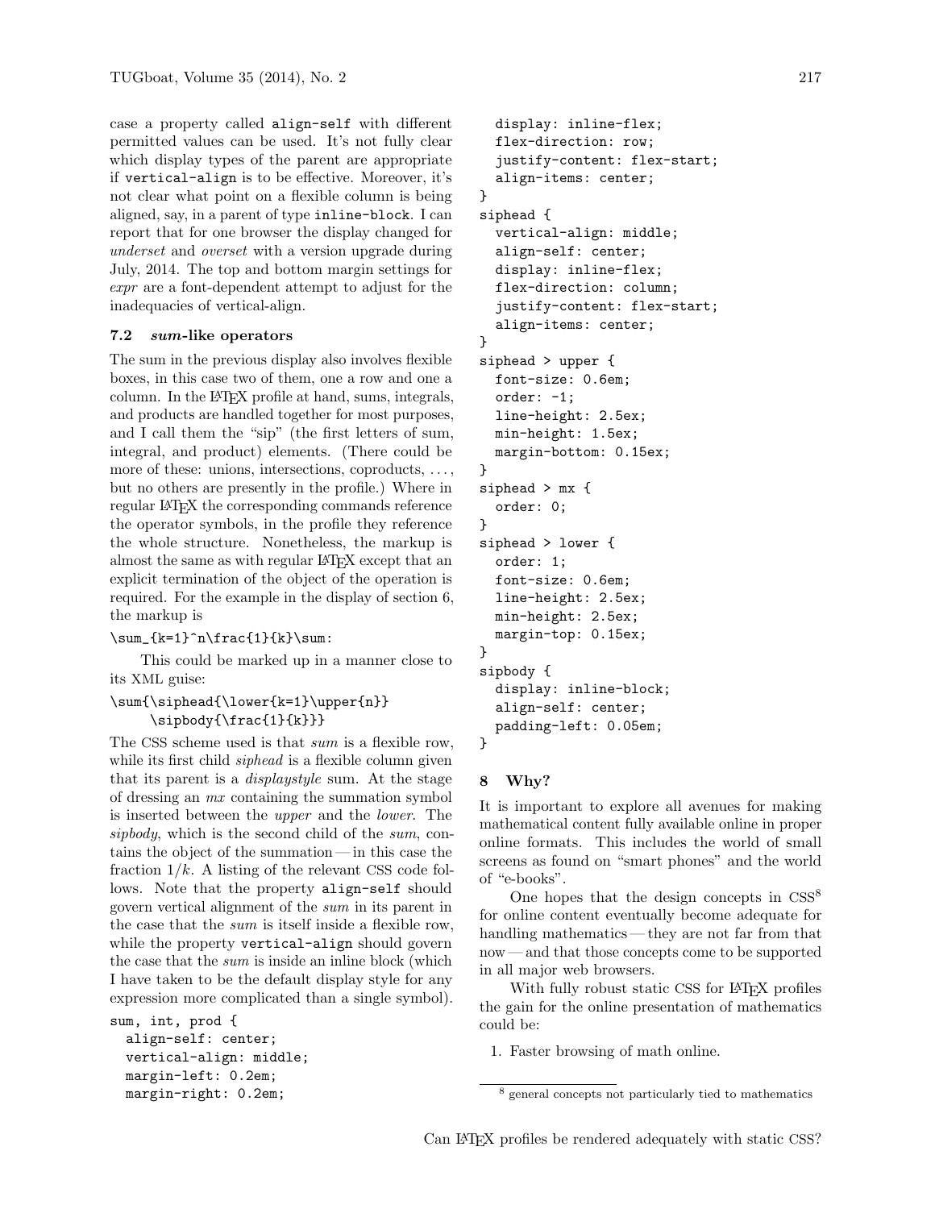case a property called `align-self` with different permitted values can be used. It's not fully clear which display types of the parent are appropriate if `vertical-align` is to be effective. Moreover, it's not clear what point on a flexible column is being aligned, say, in a parent of type `inline-block`. I can report that for one browser the display changed for *underset* and *overset* with a version upgrade during July, 2014. The top and bottom margin settings for *expr* are a font-dependent attempt to adjust for the inadequacies of vertical-align.

### 7.2 *sum*-like operators

The sum in the previous display also involves flexible boxes, in this case two of them, one a row and one a column. In the LaTeX profile at hand, sums, integrals, and products are handled together for most purposes, and I call them the "sip" (the first letters of sum, integral, and product) elements. (There could be more of these: unions, intersections, coproducts, ..., but no others are presently in the profile.) Where in regular LaTeX the corresponding commands reference the operator symbols, in the profile they reference the whole structure. Nonetheless, the markup is almost the same as with regular LaTeX except that an explicit termination of the object of the operation is required. For the example in the display of section 6, the markup is

```
\sum_{k=1}^n\frac{1}{k}\sum:
```

This could be marked up in a manner close to its XML guise:

```
\sum{\siphead{\lower{k=1}\upper{n}}
     \sipbody{\frac{1}{k}}}
```

The CSS scheme used is that *sum* is a flexible row, while its first child *siphead* is a flexible column given that its parent is a *displaystyle* sum. At the stage of dressing an *mx* containing the summation symbol is inserted between the *upper* and the *lower*. The *sipbody*, which is the second child of the *sum*, contains the object of the summation — in this case the fraction $1/k$. A listing of the relevant CSS code follows. Note that the property `align-self` should govern vertical alignment of the *sum* in its parent in the case that the *sum* is itself inside a flexible row, while the property `vertical-align` should govern the case that the *sum* is inside an inline block (which I have taken to be the default display style for any expression more complicated than a single symbol).

```
sum, int, prod {
  align-self: center;
  vertical-align: middle;
  margin-left: 0.2em;
  margin-right: 0.2em;
  display: inline-flex;
  flex-direction: row;
  justify-content: flex-start;
  align-items: center;
}
siphead {
  vertical-align: middle;
  align-self: center;
  display: inline-flex;
  flex-direction: column;
  justify-content: flex-start;
  align-items: center;
}
siphead > upper {
  font-size: 0.6em;
  order: -1;
  line-height: 2.5ex;
  min-height: 1.5ex;
  margin-bottom: 0.15ex;
}
siphead > mx {
  order: 0;
}
siphead > lower {
  order: 1;
  font-size: 0.6em;
  line-height: 2.5ex;
  min-height: 2.5ex;
  margin-top: 0.15ex;
}
sipbody {
  display: inline-block;
  align-self: center;
  padding-left: 0.05em;
}
```

## 8 Why?

It is important to explore all avenues for making mathematical content fully available online in proper online formats. This includes the world of small screens as found on "smart phones" and the world of "e-books".

One hopes that the design concepts in CSS[8] for online content eventually become adequate for handling mathematics — they are not far from that now — and that those concepts come to be supported in all major web browsers.

With fully robust static CSS for LaTeX profiles the gain for the online presentation of mathematics could be:

1. Faster browsing of math online.

[8] general concepts not particularly tied to mathematics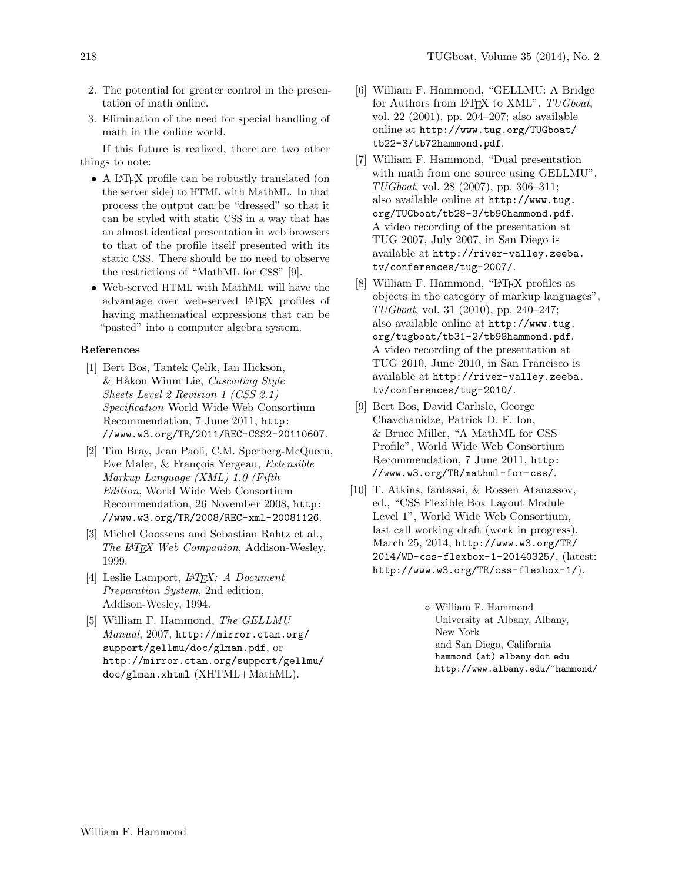2. The potential for greater control in the presentation of math online.
3. Elimination of the need for special handling of math in the online world.

If this future is realized, there are two other things to note:

- A LaTeX profile can be robustly translated (on the server side) to HTML with MathML. In that process the output can be "dressed" so that it can be styled with static CSS in a way that has an almost identical presentation in web browsers to that of the profile itself presented with its static CSS. There should be no need to observe the restrictions of "MathML for CSS" [9].
- Web-served HTML with MathML will have the advantage over web-served LaTeX profiles of having mathematical expressions that can be "pasted" into a computer algebra system.

### References

[1] Bert Bos, Tantek Çelik, Ian Hickson, & Håkon Wium Lie, *Cascading Style Sheets Level 2 Revision 1 (CSS 2.1) Specification* World Wide Web Consortium Recommendation, 7 June 2011, `http://www.w3.org/TR/2011/REC-CSS2-20110607`.

[2] Tim Bray, Jean Paoli, C.M. Sperberg-McQueen, Eve Maler, & François Yergeau, *Extensible Markup Language (XML) 1.0 (Fifth Edition*, World Wide Web Consortium Recommendation, 26 November 2008, `http://www.w3.org/TR/2008/REC-xml-20081126`.

[3] Michel Goossens and Sebastian Rahtz et al., *The LaTeX Web Companion*, Addison-Wesley, 1999.

[4] Leslie Lamport, *LaTeX: A Document Preparation System*, 2nd edition, Addison-Wesley, 1994.

[5] William F. Hammond, *The GELLMU Manual*, 2007, `http://mirror.ctan.org/support/gellmu/doc/glman.pdf`, or `http://mirror.ctan.org/support/gellmu/doc/glman.xhtml` (XHTML+MathML).

[6] William F. Hammond, "GELLMU: A Bridge for Authors from LaTeX to XML", *TUGboat*, vol. 22 (2001), pp. 204–207; also available online at `http://www.tug.org/TUGboat/tb22-3/tb72hammond.pdf`.

[7] William F. Hammond, "Dual presentation with math from one source using GELLMU", *TUGboat*, vol. 28 (2007), pp. 306–311; also available online at `http://www.tug.org/TUGboat/tb28-3/tb90hammond.pdf`. A video recording of the presentation at TUG 2007, July 2007, in San Diego is available at `http://river-valley.zeeba.tv/conferences/tug-2007/`.

[8] William F. Hammond, "LaTeX profiles as objects in the category of markup languages", *TUGboat*, vol. 31 (2010), pp. 240–247; also available online at `http://www.tug.org/tugboat/tb31-2/tb98hammond.pdf`. A video recording of the presentation at TUG 2010, June 2010, in San Francisco is available at `http://river-valley.zeeba.tv/conferences/tug-2010/`.

[9] Bert Bos, David Carlisle, George Chavchanidze, Patrick D. F. Ion, & Bruce Miller, "A MathML for CSS Profile", World Wide Web Consortium Recommendation, 7 June 2011, `http://www.w3.org/TR/mathml-for-css/`.

[10] T. Atkins, fantasai, & Rossen Atanassov, ed., "CSS Flexible Box Layout Module Level 1", World Wide Web Consortium, last call working draft (work in progress), March 25, 2014, `http://www.w3.org/TR/2014/WD-css-flexbox-1-20140325/`, (latest: `http://www.w3.org/TR/css-flexbox-1/`).

◇ William F. Hammond
University at Albany, Albany, New York
and San Diego, California
`hammond (at) albany dot edu`
`http://www.albany.edu/~hammond/`